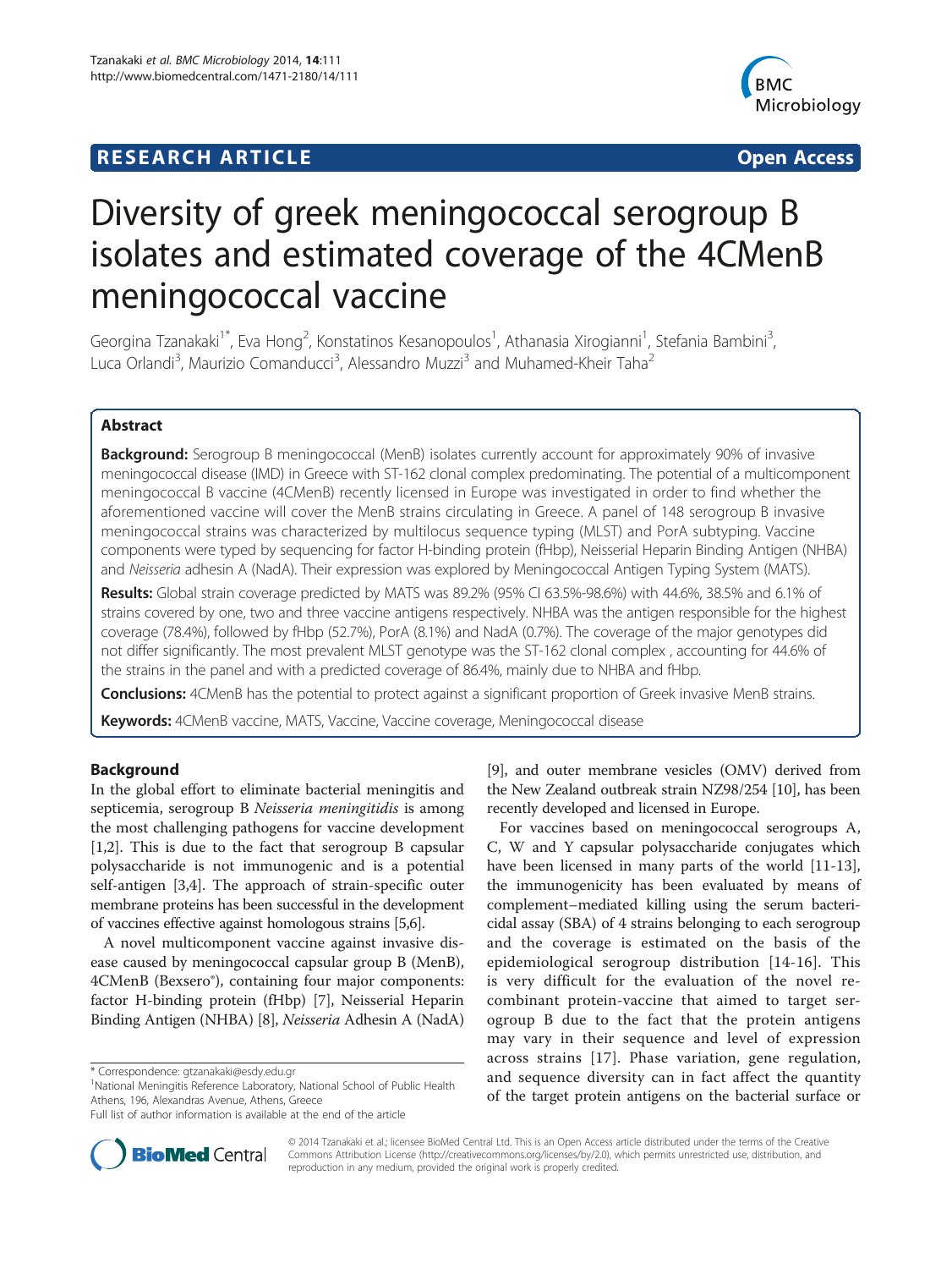# RESEARCH ARTICLE

**Open Access**

# Diversity of greek meningococcal serogroup B isolates and estimated coverage of the 4CMenB meningococcal vaccine

Georgina Tzanakaki[1*], Eva Hong[2], Konstatinos Kesanopoulos[1], Athanasia Xirogianni[1], Stefania Bambini[3], Luca Orlandi[3], Maurizio Comanducci[3], Alessandro Muzzi[3] and Muhamed-Kheir Taha[2]

## Abstract

**Background:** Serogroup B meningococcal (MenB) isolates currently account for approximately 90% of invasive meningococcal disease (IMD) in Greece with ST-162 clonal complex predominating. The potential of a multicomponent meningococcal B vaccine (4CMenB) recently licensed in Europe was investigated in order to find whether the aforementioned vaccine will cover the MenB strains circulating in Greece. A panel of 148 serogroup B invasive meningococcal strains was characterized by multilocus sequence typing (MLST) and PorA subtyping. Vaccine components were typed by sequencing for factor H-binding protein (fHbp), Neisserial Heparin Binding Antigen (NHBA) and *Neisseria* adhesin A (NadA). Their expression was explored by Meningococcal Antigen Typing System (MATS).

**Results:** Global strain coverage predicted by MATS was 89.2% (95% CI 63.5%-98.6%) with 44.6%, 38.5% and 6.1% of strains covered by one, two and three vaccine antigens respectively. NHBA was the antigen responsible for the highest coverage (78.4%), followed by fHbp (52.7%), PorA (8.1%) and NadA (0.7%). The coverage of the major genotypes did not differ significantly. The most prevalent MLST genotype was the ST-162 clonal complex , accounting for 44.6% of the strains in the panel and with a predicted coverage of 86.4%, mainly due to NHBA and fHbp.

**Conclusions:** 4CMenB has the potential to protect against a significant proportion of Greek invasive MenB strains.

**Keywords:** 4CMenB vaccine, MATS, Vaccine, Vaccine coverage, Meningococcal disease

## Background

In the global effort to eliminate bacterial meningitis and septicemia, serogroup B *Neisseria meningitidis* is among the most challenging pathogens for vaccine development [1,2]. This is due to the fact that serogroup B capsular polysaccharide is not immunogenic and is a potential self-antigen [3,4]. The approach of strain-specific outer membrane proteins has been successful in the development of vaccines effective against homologous strains [5,6].

A novel multicomponent vaccine against invasive disease caused by meningococcal capsular group B (MenB), 4CMenB (Bexsero®), containing four major components: factor H-binding protein (fHbp) [7], Neisserial Heparin Binding Antigen (NHBA) [8], *Neisseria* Adhesin A (NadA) [9], and outer membrane vesicles (OMV) derived from the New Zealand outbreak strain NZ98/254 [10], has been recently developed and licensed in Europe.

For vaccines based on meningococcal serogroups A, C, W and Y capsular polysaccharide conjugates which have been licensed in many parts of the world [11-13], the immunogenicity has been evaluated by means of complement–mediated killing using the serum bactericidal assay (SBA) of 4 strains belonging to each serogroup and the coverage is estimated on the basis of the epidemiological serogroup distribution [14-16]. This is very difficult for the evaluation of the novel recombinant protein-vaccine that aimed to target serogroup B due to the fact that the protein antigens may vary in their sequence and level of expression across strains [17]. Phase variation, gene regulation, and sequence diversity can in fact affect the quantity of the target protein antigens on the bacterial surface or

\* Correspondence: gtzanakaki@esdy.edu.gr

[1]National Meningitis Reference Laboratory, National School of Public Health Athens, 196, Alexandras Avenue, Athens, Greece

Full list of author information is available at the end of the article

© 2014 Tzanakaki et al.; licensee BioMed Central Ltd. This is an Open Access article distributed under the terms of the Creative Commons Attribution License (http://creativecommons.org/licenses/by/2.0), which permits unrestricted use, distribution, and reproduction in any medium, provided the original work is properly credited.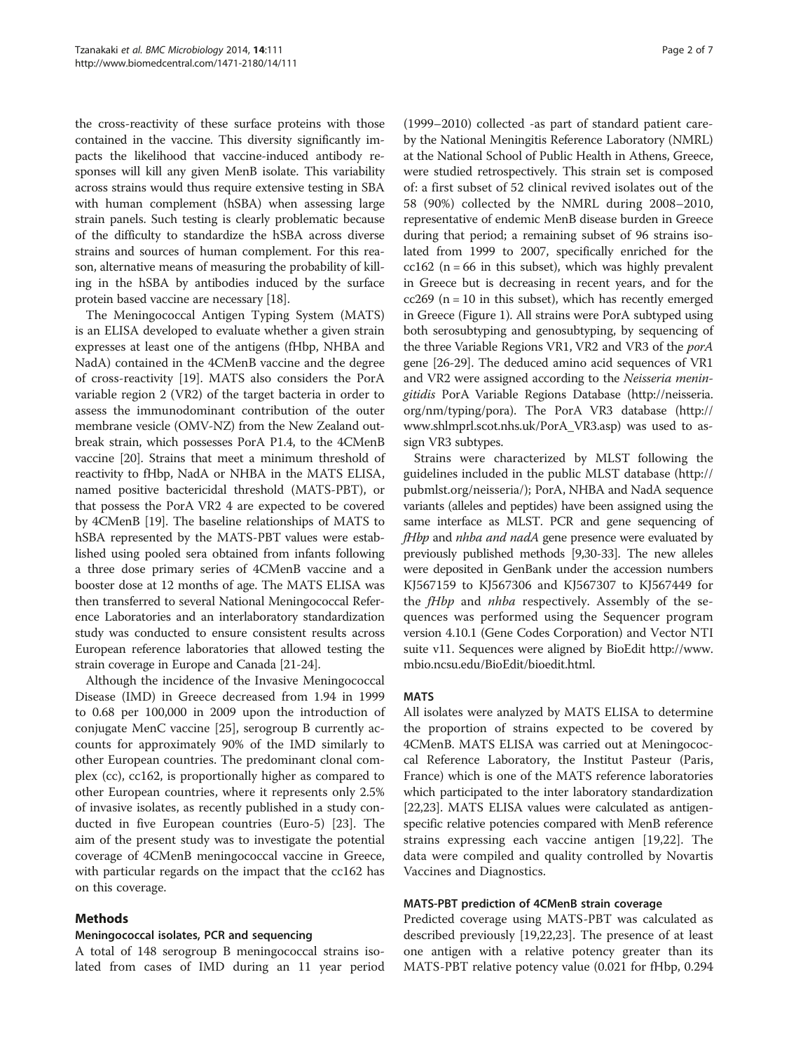the cross-reactivity of these surface proteins with those contained in the vaccine. This diversity significantly impacts the likelihood that vaccine-induced antibody responses will kill any given MenB isolate. This variability across strains would thus require extensive testing in SBA with human complement (hSBA) when assessing large strain panels. Such testing is clearly problematic because of the difficulty to standardize the hSBA across diverse strains and sources of human complement. For this reason, alternative means of measuring the probability of killing in the hSBA by antibodies induced by the surface protein based vaccine are necessary [18].

The Meningococcal Antigen Typing System (MATS) is an ELISA developed to evaluate whether a given strain expresses at least one of the antigens (fHbp, NHBA and NadA) contained in the 4CMenB vaccine and the degree of cross-reactivity [19]. MATS also considers the PorA variable region 2 (VR2) of the target bacteria in order to assess the immunodominant contribution of the outer membrane vesicle (OMV-NZ) from the New Zealand outbreak strain, which possesses PorA P1.4, to the 4CMenB vaccine [20]. Strains that meet a minimum threshold of reactivity to fHbp, NadA or NHBA in the MATS ELISA, named positive bactericidal threshold (MATS-PBT), or that possess the PorA VR2 4 are expected to be covered by 4CMenB [19]. The baseline relationships of MATS to hSBA represented by the MATS-PBT values were established using pooled sera obtained from infants following a three dose primary series of 4CMenB vaccine and a booster dose at 12 months of age. The MATS ELISA was then transferred to several National Meningococcal Reference Laboratories and an interlaboratory standardization study was conducted to ensure consistent results across European reference laboratories that allowed testing the strain coverage in Europe and Canada [21-24].

Although the incidence of the Invasive Meningococcal Disease (IMD) in Greece decreased from 1.94 in 1999 to 0.68 per 100,000 in 2009 upon the introduction of conjugate MenC vaccine [25], serogroup B currently accounts for approximately 90% of the IMD similarly to other European countries. The predominant clonal complex (cc), cc162, is proportionally higher as compared to other European countries, where it represents only 2.5% of invasive isolates, as recently published in a study conducted in five European countries (Euro-5) [23]. The aim of the present study was to investigate the potential coverage of 4CMenB meningococcal vaccine in Greece, with particular regards on the impact that the cc162 has on this coverage.

## Methods

### Meningococcal isolates, PCR and sequencing

A total of 148 serogroup B meningococcal strains isolated from cases of IMD during an 11 year period (1999–2010) collected -as part of standard patient care-by the National Meningitis Reference Laboratory (NMRL) at the National School of Public Health in Athens, Greece, were studied retrospectively. This strain set is composed of: a first subset of 52 clinical revived isolates out of the 58 (90%) collected by the NMRL during 2008–2010, representative of endemic MenB disease burden in Greece during that period; a remaining subset of 96 strains isolated from 1999 to 2007, specifically enriched for the cc162 (n = 66 in this subset), which was highly prevalent in Greece but is decreasing in recent years, and for the cc269 (n = 10 in this subset), which has recently emerged in Greece (Figure 1). All strains were PorA subtyped using both serosubtyping and genosubtyping, by sequencing of the three Variable Regions VR1, VR2 and VR3 of the *porA* gene [26-29]. The deduced amino acid sequences of VR1 and VR2 were assigned according to the *Neisseria meningitidis* PorA Variable Regions Database (http://neisseria.org/nm/typing/pora). The PorA VR3 database (http://www.shlmprl.scot.nhs.uk/PorA_VR3.asp) was used to assign VR3 subtypes.

Strains were characterized by MLST following the guidelines included in the public MLST database (http://pubmlst.org/neisseria/); PorA, NHBA and NadA sequence variants (alleles and peptides) have been assigned using the same interface as MLST. PCR and gene sequencing of *fHbp* and *nhba and nadA* gene presence were evaluated by previously published methods [9,30-33]. The new alleles were deposited in GenBank under the accession numbers KJ567159 to KJ567306 and KJ567307 to KJ567449 for the *fHbp* and *nhba* respectively. Assembly of the sequences was performed using the Sequencer program version 4.10.1 (Gene Codes Corporation) and Vector NTI suite v11. Sequences were aligned by BioEdit http://www.mbio.ncsu.edu/BioEdit/bioedit.html.

### MATS

All isolates were analyzed by MATS ELISA to determine the proportion of strains expected to be covered by 4CMenB. MATS ELISA was carried out at Meningococcal Reference Laboratory, the Institut Pasteur (Paris, France) which is one of the MATS reference laboratories which participated to the inter laboratory standardization [22,23]. MATS ELISA values were calculated as antigen-specific relative potencies compared with MenB reference strains expressing each vaccine antigen [19,22]. The data were compiled and quality controlled by Novartis Vaccines and Diagnostics.

### MATS-PBT prediction of 4CMenB strain coverage

Predicted coverage using MATS-PBT was calculated as described previously [19,22,23]. The presence of at least one antigen with a relative potency greater than its MATS-PBT relative potency value (0.021 for fHbp, 0.294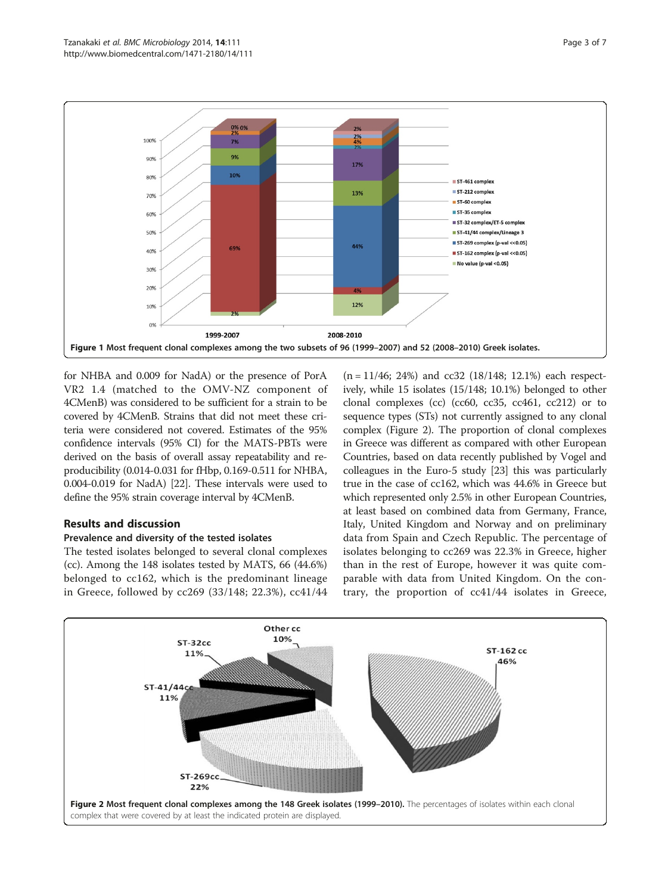Figure 1 Most frequent clonal complexes among the two subsets of 96 (1999–2007) and 52 (2008–2010) Greek isolates.

for NHBA and 0.009 for NadA) or the presence of PorA VR2 1.4 (matched to the OMV-NZ component of 4CMenB) was considered to be sufficient for a strain to be covered by 4CMenB. Strains that did not meet these criteria were considered not covered. Estimates of the 95% confidence intervals (95% CI) for the MATS-PBTs were derived on the basis of overall assay repeatability and reproducibility (0.014-0.031 for fHbp, 0.169-0.511 for NHBA, 0.004-0.019 for NadA) [22]. These intervals were used to define the 95% strain coverage interval by 4CMenB.

## Results and discussion

### Prevalence and diversity of the tested isolates

The tested isolates belonged to several clonal complexes (cc). Among the 148 isolates tested by MATS, 66 (44.6%) belonged to cc162, which is the predominant lineage in Greece, followed by cc269 (33/148; 22.3%), cc41/44 (n = 11/46; 24%) and cc32 (18/148; 12.1%) each respectively, while 15 isolates (15/148; 10.1%) belonged to other clonal complexes (cc) (cc60, cc35, cc461, cc212) or to sequence types (STs) not currently assigned to any clonal complex (Figure 2). The proportion of clonal complexes in Greece was different as compared with other European Countries, based on data recently published by Vogel and colleagues in the Euro-5 study [23] this was particularly true in the case of cc162, which was 44.6% in Greece but which represented only 2.5% in other European Countries, at least based on combined data from Germany, France, Italy, United Kingdom and Norway and on preliminary data from Spain and Czech Republic. The percentage of isolates belonging to cc269 was 22.3% in Greece, higher than in the rest of Europe, however it was quite comparable with data from United Kingdom. On the contrary, the proportion of cc41/44 isolates in Greece,

Figure 2 Most frequent clonal complexes among the 148 Greek isolates (1999–2010). The percentages of isolates within each clonal complex that were covered by at least the indicated protein are displayed.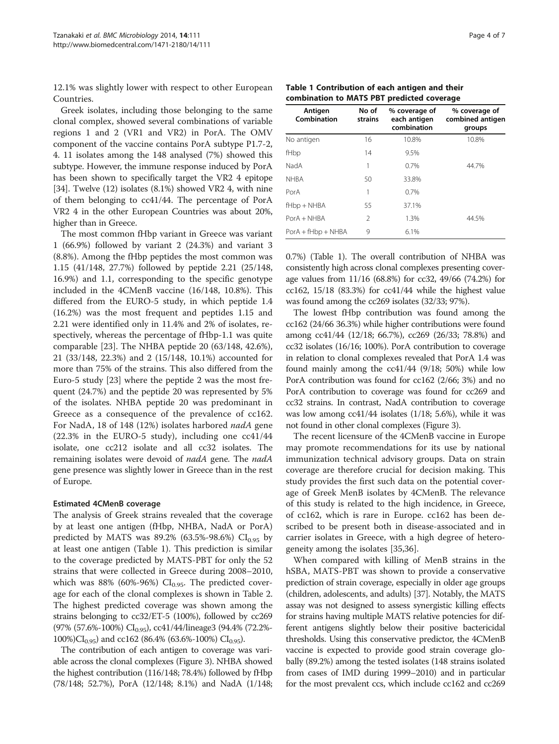12.1% was slightly lower with respect to other European Countries.

Greek isolates, including those belonging to the same clonal complex, showed several combinations of variable regions 1 and 2 (VR1 and VR2) in PorA. The OMV component of the vaccine contains PorA subtype P1.7-2, 4. 11 isolates among the 148 analysed (7%) showed this subtype. However, the immune response induced by PorA has been shown to specifically target the VR2 4 epitope [34]. Twelve (12) isolates (8.1%) showed VR2 4, with nine of them belonging to cc41/44. The percentage of PorA VR2 4 in the other European Countries was about 20%, higher than in Greece.

The most common fHbp variant in Greece was variant 1 (66.9%) followed by variant 2 (24.3%) and variant 3 (8.8%). Among the fHbp peptides the most common was 1.15 (41/148, 27.7%) followed by peptide 2.21 (25/148, 16.9%) and 1.1, corresponding to the specific genotype included in the 4CMenB vaccine (16/148, 10.8%). This differed from the EURO-5 study, in which peptide 1.4 (16.2%) was the most frequent and peptides 1.15 and 2.21 were identified only in 11.4% and 2% of isolates, respectively, whereas the percentage of fHbp-1.1 was quite comparable [23]. The NHBA peptide 20 (63/148, 42.6%), 21 (33/148, 22.3%) and 2 (15/148, 10.1%) accounted for more than 75% of the strains. This also differed from the Euro-5 study [23] where the peptide 2 was the most frequent (24.7%) and the peptide 20 was represented by 5% of the isolates. NHBA peptide 20 was predominant in Greece as a consequence of the prevalence of cc162. For NadA, 18 of 148 (12%) isolates harbored *nadA* gene (22.3% in the EURO-5 study), including one cc41/44 isolate, one cc212 isolate and all cc32 isolates. The remaining isolates were devoid of *nadA* gene. The *nadA* gene presence was slightly lower in Greece than in the rest of Europe.

### Estimated 4CMenB coverage

The analysis of Greek strains revealed that the coverage by at least one antigen (fHbp, NHBA, NadA or PorA) predicted by MATS was 89.2% (63.5%-98.6%) $CI_{0.95}$ by at least one antigen (Table 1). This prediction is similar to the coverage predicted by MATS-PBT for only the 52 strains that were collected in Greece during 2008–2010, which was 88% (60%-96%) $CI_{0.95}$. The predicted coverage for each of the clonal complexes is shown in Table 2. The highest predicted coverage was shown among the strains belonging to cc32/ET-5 (100%), followed by cc269 (97% (57.6%-100%) $CI_{0.95}$), cc41/44/lineage3 (94.4% (72.2%-100%)$CI_{0.95}$) and cc162 (86.4% (63.6%-100%) $CI_{0.95}$).

The contribution of each antigen to coverage was variable across the clonal complexes (Figure 3). NHBA showed the highest contribution (116/148; 78.4%) followed by fHbp (78/148; 52.7%), PorA (12/148; 8.1%) and NadA (1/148; 0.7%) (Table 1). The overall contribution of NHBA was consistently high across clonal complexes presenting coverage values from 11/16 (68.8%) for cc32, 49/66 (74.2%) for cc162, 15/18 (83.3%) for cc41/44 while the highest value was found among the cc269 isolates (32/33; 97%).

**Table 1 Contribution of each antigen and their combination to MATS PBT predicted coverage**

| Antigen Combination | No of strains | % coverage of each antigen combination | % coverage of combined antigen groups |
|---|---|---|---|
| No antigen | 16 | 10.8% | 10.8% |
| fHbp | 14 | 9.5% | |
| NadA | 1 | 0.7% | 44.7% |
| NHBA | 50 | 33.8% | |
| PorA | 1 | 0.7% | |
| fHbp + NHBA | 55 | 37.1% | |
| PorA + NHBA | 2 | 1.3% | 44.5% |
| PorA + fHbp + NHBA | 9 | 6.1% | |

The lowest fHbp contribution was found among the cc162 (24/66 36.3%) while higher contributions were found among cc41/44 (12/18; 66.7%), cc269 (26/33; 78.8%) and cc32 isolates (16/16; 100%). PorA contribution to coverage in relation to clonal complexes revealed that PorA 1.4 was found mainly among the cc41/44 (9/18; 50%) while low PorA contribution was found for cc162 (2/66; 3%) and no PorA contribution to coverage was found for cc269 and cc32 strains. In contrast, NadA contribution to coverage was low among cc41/44 isolates (1/18; 5.6%), while it was not found in other clonal complexes (Figure 3).

The recent licensure of the 4CMenB vaccine in Europe may promote recommendations for its use by national immunization technical advisory groups. Data on strain coverage are therefore crucial for decision making. This study provides the first such data on the potential coverage of Greek MenB isolates by 4CMenB. The relevance of this study is related to the high incidence, in Greece, of cc162, which is rare in Europe. cc162 has been described to be present both in disease-associated and in carrier isolates in Greece, with a high degree of heterogeneity among the isolates [35,36].

When compared with killing of MenB strains in the hSBA, MATS-PBT was shown to provide a conservative prediction of strain coverage, especially in older age groups (children, adolescents, and adults) [37]. Notably, the MATS assay was not designed to assess synergistic killing effects for strains having multiple MATS relative potencies for different antigens slightly below their positive bactericidal thresholds. Using this conservative predictor, the 4CMenB vaccine is expected to provide good strain coverage globally (89.2%) among the tested isolates (148 strains isolated from cases of IMD during 1999–2010) and in particular for the most prevalent ccs, which include cc162 and cc269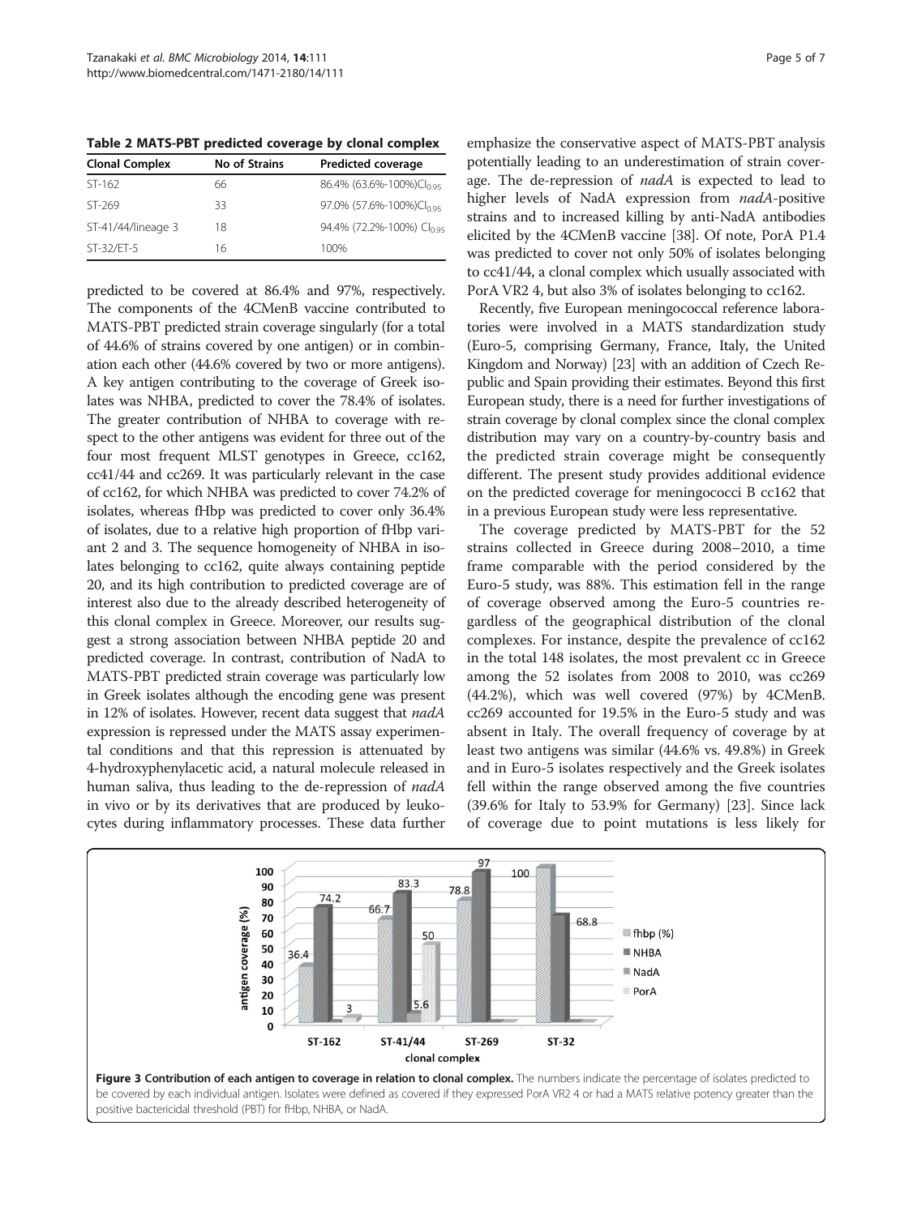**Table 2 MATS-PBT predicted coverage by clonal complex**

| Clonal Complex | No of Strains | Predicted coverage |
|---|---|---|
| ST-162 | 66 | 86.4% (63.6%-100%)$CI_{0.95}$ |
| ST-269 | 33 | 97.0% (57.6%-100%)$CI_{0.95}$ |
| ST-41/44/lineage 3 | 18 | 94.4% (72.2%-100%) $CI_{0.95}$ |
| ST-32/ET-5 | 16 | 100% |

predicted to be covered at 86.4% and 97%, respectively. The components of the 4CMenB vaccine contributed to MATS-PBT predicted strain coverage singularly (for a total of 44.6% of strains covered by one antigen) or in combination each other (44.6% covered by two or more antigens). A key antigen contributing to the coverage of Greek isolates was NHBA, predicted to cover the 78.4% of isolates. The greater contribution of NHBA to coverage with respect to the other antigens was evident for three out of the four most frequent MLST genotypes in Greece, cc162, cc41/44 and cc269. It was particularly relevant in the case of cc162, for which NHBA was predicted to cover 74.2% of isolates, whereas fHbp was predicted to cover only 36.4% of isolates, due to a relative high proportion of fHbp variant 2 and 3. The sequence homogeneity of NHBA in isolates belonging to cc162, quite always containing peptide 20, and its high contribution to predicted coverage are of interest also due to the already described heterogeneity of this clonal complex in Greece. Moreover, our results suggest a strong association between NHBA peptide 20 and predicted coverage. In contrast, contribution of NadA to MATS-PBT predicted strain coverage was particularly low in Greek isolates although the encoding gene was present in 12% of isolates. However, recent data suggest that *nadA* expression is repressed under the MATS assay experimental conditions and that this repression is attenuated by 4-hydroxyphenylacetic acid, a natural molecule released in human saliva, thus leading to the de-repression of *nadA* in vivo or by its derivatives that are produced by leukocytes during inflammatory processes. These data further emphasize the conservative aspect of MATS-PBT analysis potentially leading to an underestimation of strain coverage. The de-repression of *nadA* is expected to lead to higher levels of NadA expression from *nadA*-positive strains and to increased killing by anti-NadA antibodies elicited by the 4CMenB vaccine [38]. Of note, PorA P1.4 was predicted to cover not only 50% of isolates belonging to cc41/44, a clonal complex which usually associated with PorA VR2 4, but also 3% of isolates belonging to cc162.

Recently, five European meningococcal reference laboratories were involved in a MATS standardization study (Euro-5, comprising Germany, France, Italy, the United Kingdom and Norway) [23] with an addition of Czech Republic and Spain providing their estimates. Beyond this first European study, there is a need for further investigations of strain coverage by clonal complex since the clonal complex distribution may vary on a country-by-country basis and the predicted strain coverage might be consequently different. The present study provides additional evidence on the predicted coverage for meningococci B cc162 that in a previous European study were less representative.

The coverage predicted by MATS-PBT for the 52 strains collected in Greece during 2008–2010, a time frame comparable with the period considered by the Euro-5 study, was 88%. This estimation fell in the range of coverage observed among the Euro-5 countries regardless of the geographical distribution of the clonal complexes. For instance, despite the prevalence of cc162 in the total 148 isolates, the most prevalent cc in Greece among the 52 isolates from 2008 to 2010, was cc269 (44.2%), which was well covered (97%) by 4CMenB. cc269 accounted for 19.5% in the Euro-5 study and was absent in Italy. The overall frequency of coverage by at least two antigens was similar (44.6% vs. 49.8%) in Greek and in Euro-5 isolates respectively and the Greek isolates fell within the range observed among the five countries (39.6% for Italy to 53.9% for Germany) [23]. Since lack of coverage due to point mutations is less likely for

**Figure 3 Contribution of each antigen to coverage in relation to clonal complex.** The numbers indicate the percentage of isolates predicted to be covered by each individual antigen. Isolates were defined as covered if they expressed PorA VR2 4 or had a MATS relative potency greater than the positive bactericidal threshold (PBT) for fHbp, NHBA, or NadA.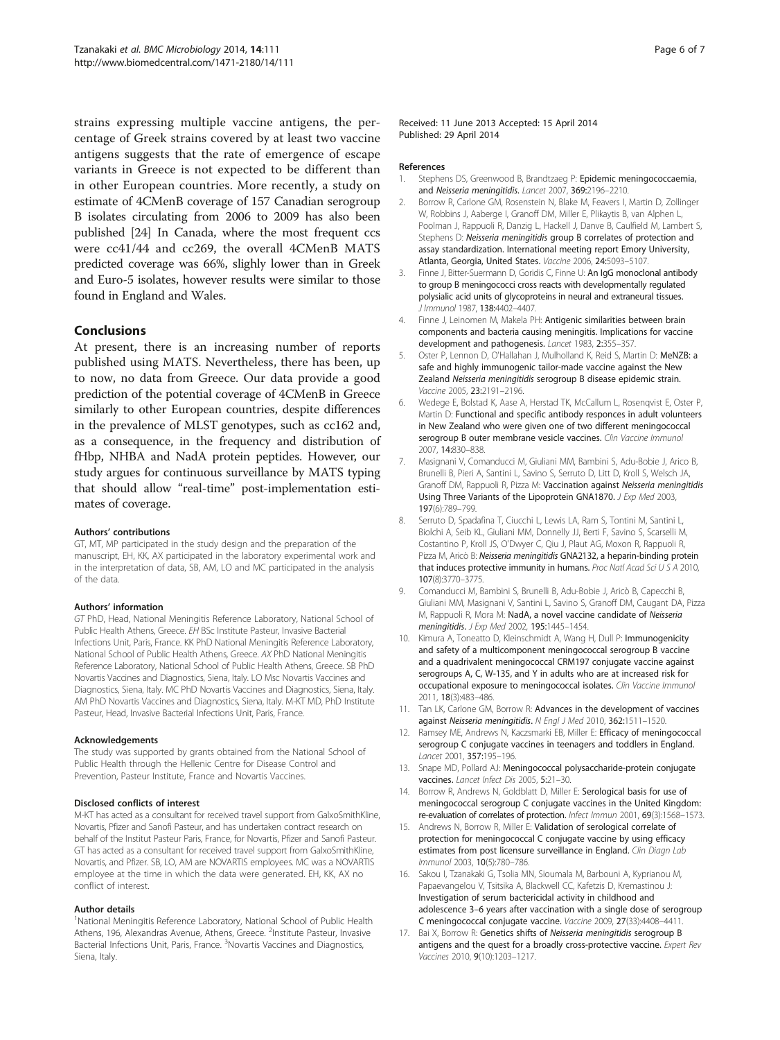strains expressing multiple vaccine antigens, the percentage of Greek strains covered by at least two vaccine antigens suggests that the rate of emergence of escape variants in Greece is not expected to be different than in other European countries. More recently, a study on estimate of 4CMenB coverage of 157 Canadian serogroup B isolates circulating from 2006 to 2009 has also been published [24] In Canada, where the most frequent ccs were cc41/44 and cc269, the overall 4CMenB MATS predicted coverage was 66%, slighly lower than in Greek and Euro-5 isolates, however results were similar to those found in England and Wales.

## Conclusions

At present, there is an increasing number of reports published using MATS. Nevertheless, there has been, up to now, no data from Greece. Our data provide a good prediction of the potential coverage of 4CMenB in Greece similarly to other European countries, despite differences in the prevalence of MLST genotypes, such as cc162 and, as a consequence, in the frequency and distribution of fHbp, NHBA and NadA protein peptides. However, our study argues for continuous surveillance by MATS typing that should allow "real-time" post-implementation estimates of coverage.

#### Authors' contributions

GT, MT, MP participated in the study design and the preparation of the manuscript, EH, KK, AX participated in the laboratory experimental work and in the interpretation of data, SB, AM, LO and MC participated in the analysis of the data.

#### Authors' information

*GT* PhD, Head, National Meningitis Reference Laboratory, National School of Public Health Athens, Greece. *EH* BSc Institute Pasteur, Invasive Bacterial Infections Unit, Paris, France. KK PhD National Meningitis Reference Laboratory, National School of Public Health Athens, Greece. *AX* PhD National Meningitis Reference Laboratory, National School of Public Health Athens, Greece. SB PhD Novartis Vaccines and Diagnostics, Siena, Italy. LO Msc Novartis Vaccines and Diagnostics, Siena, Italy. MC PhD Novartis Vaccines and Diagnostics, Siena, Italy. AM PhD Novartis Vaccines and Diagnostics, Siena, Italy. M-KT MD, PhD Institute Pasteur, Head, Invasive Bacterial Infections Unit, Paris, France.

#### Acknowledgements

The study was supported by grants obtained from the National School of Public Health through the Hellenic Centre for Disease Control and Prevention, Pasteur Institute, France and Novartis Vaccines.

#### Disclosed conflicts of interest

M-KT has acted as a consultant for received travel support from GalxoSmithKline, Novartis, Pfizer and Sanofi Pasteur, and has undertaken contract research on behalf of the Institut Pasteur Paris, France, for Novartis, Pfizer and Sanofi Pasteur. GT has acted as a consultant for received travel support from GalxoSmithKline, Novartis, and Pfizer. SB, LO, AM are NOVARTIS employees. MC was a NOVARTIS employee at the time in which the data were generated. EH, KK, AX no conflict of interest.

#### Author details

[1]National Meningitis Reference Laboratory, National School of Public Health Athens, 196, Alexandras Avenue, Athens, Greece. [2]Institute Pasteur, Invasive Bacterial Infections Unit, Paris, France. [3]Novartis Vaccines and Diagnostics, Siena, Italy.

Received: 11 June 2013 Accepted: 15 April 2014
Published: 29 April 2014

#### References

1. Stephens DS, Greenwood B, Brandtzaeg P: **Epidemic meningococcaemia, and *Neisseria meningitidis***. *Lancet* 2007, **369:**2196–2210.
2. Borrow R, Carlone GM, Rosenstein N, Blake M, Feavers I, Martin D, Zollinger W, Robbins J, Aaberge I, Granoff DM, Miller E, Plikaytis B, van Alphen L, Poolman J, Rappuoli R, Danzig L, Hackell J, Danve B, Caulfield M, Lambert S, Stephens D: ***Neisseria meningitidis* group B correlates of protection and assay standardization. International meeting report Emory University, Atlanta, Georgia, United States.** *Vaccine* 2006, **24:**5093–5107.
3. Finne J, Bitter-Suermann D, Goridis C, Finne U: **An IgG monoclonal antibody to group B meningococci cross reacts with developmentally regulated polysialic acid units of glycoproteins in neural and extraneural tissues.** *J Immunol* 1987, **138:**4402–4407.
4. Finne J, Leinomen M, Makela PH: **Antigenic similarities between brain components and bacteria causing meningitis. Implications for vaccine development and pathogenesis.** *Lancet* 1983, **2:**355–357.
5. Oster P, Lennon D, O'Hallahan J, Mulholland K, Reid S, Martin D: **MeNZB: a safe and highly immunogenic tailor-made vaccine against the New Zealand *Neisseria meningitidis* serogroup B disease epidemic strain.** *Vaccine* 2005, **23:**2191–2196.
6. Wedege E, Bolstad K, Aase A, Herstad TK, McCallum L, Rosenqvist E, Oster P, Martin D: **Functional and specific antibody responces in adult volunteers in New Zealand who were given one of two different meningococcal serogroup B outer membrane vesicle vaccines.** *Clin Vaccine Immunol* 2007, **14:**830–838.
7. Masignani V, Comanducci M, Giuliani MM, Bambini S, Adu-Bobie J, Arico B, Brunelli B, Pieri A, Santini L, Savino S, Serruto D, Litt D, Kroll S, Welsch JA, Granoff DM, Rappuoli R, Pizza M: **Vaccination against *Neisseria meningitidis* Using Three Variants of the Lipoprotein GNA1870.** *J Exp Med* 2003, **197**(6):789–799.
8. Serruto D, Spadafina T, Ciucchi L, Lewis LA, Ram S, Tontini M, Santini L, Biolchi A, Seib KL, Giuliani MM, Donnelly JJ, Berti F, Savino S, Scarselli M, Costantino P, Kroll JS, O'Dwyer C, Qiu J, Plaut AG, Moxon R, Rappuoli R, Pizza M, Aricò B: ***Neisseria meningitidis* GNA2132, a heparin-binding protein that induces protective immunity in humans.** *Proc Natl Acad Sci U S A* 2010, **107**(8):3770–3775.
9. Comanducci M, Bambini S, Brunelli B, Adu-Bobie J, Aricò B, Capecchi B, Giuliani MM, Masignani V, Santini L, Savino S, Granoff DM, Caugant DA, Pizza M, Rappuoli R, Mora M: **NadA, a novel vaccine candidate of *Neisseria meningitidis*.** *J Exp Med* 2002, **195:**1445–1454.
10. Kimura A, Toneatto D, Kleinschmidt A, Wang H, Dull P: **Immunogenicity and safety of a multicomponent meningococcal serogroup B vaccine and a quadrivalent meningococcal CRM197 conjugate vaccine against serogroups A, C, W-135, and Y in adults who are at increased risk for occupational exposure to meningococcal isolates.** *Clin Vaccine Immunol* 2011, **18**(3):483–486.
11. Tan LK, Carlone GM, Borrow R: **Advances in the development of vaccines against *Neisseria meningitidis*.** *N Engl J Med* 2010, **362:**1511–1520.
12. Ramsey ME, Andrews N, Kaczsmarki EB, Miller E: **Efficacy of meningococcal serogroup C conjugate vaccines in teenagers and toddlers in England.** *Lancet* 2001, **357:**195–196.
13. Snape MD, Pollard AJ: **Meningococcal polysaccharide-protein conjugate vaccines.** *Lancet Infect Dis* 2005, **5:**21–30.
14. Borrow R, Andrews N, Goldblatt D, Miller E: **Serological basis for use of meningococcal serogroup C conjugate vaccines in the United Kingdom: re-evaluation of correlates of protection.** *Infect Immun* 2001, **69**(3):1568–1573.
15. Andrews N, Borrow R, Miller E: **Validation of serological correlate of protection for meningococcal C conjugate vaccine by using efficacy estimates from post licensure surveillance in England.** *Clin Diagn Lab Immunol* 2003, **10**(5):780–786.
16. Sakou I, Tzanakaki G, Tsolia MN, Sioumala M, Barbouni A, Kyprianou M, Papaevangelou V, Tsitsika A, Blackwell CC, Kafetzis D, Kremastinou J: **Investigation of serum bactericidal activity in childhood and adolescence 3–6 years after vaccination with a single dose of serogroup C meningococcal conjugate vaccine.** *Vaccine* 2009, **27**(33):4408–4411.
17. Bai X, Borrow R: **Genetics shifts of *Neisseria meningitidis* serogroup B antigens and the quest for a broadly cross-protective vaccine.** *Expert Rev Vaccines* 2010, **9**(10):1203–1217.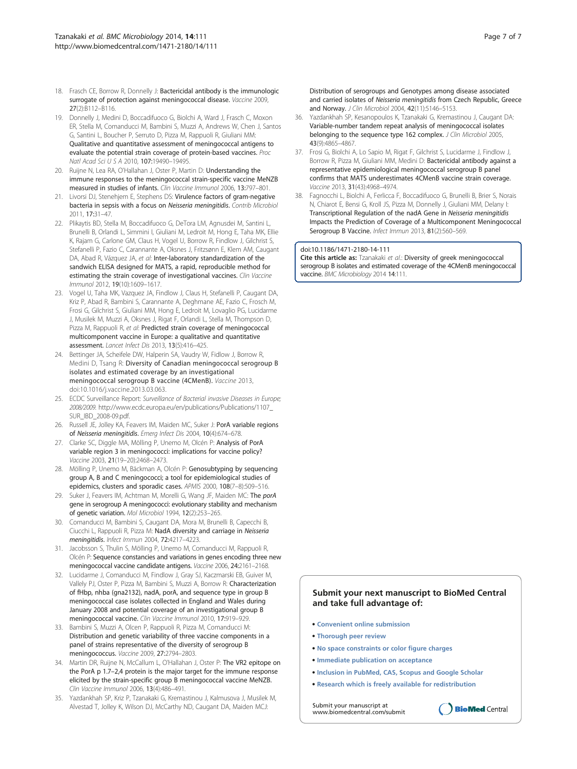18. Frasch CE, Borrow R, Donnelly J: **Bactericidal antibody is the immunologic surrogate of protection against meningococcal disease.** *Vaccine* 2009, **27**(2):B112–B116.
19. Donnelly J, Medini D, Boccadifuoco G, Biolchi A, Ward J, Frasch C, Moxon ER, Stella M, Comanducci M, Bambini S, Muzzi A, Andrews W, Chen J, Santos G, Santini L, Boucher P, Serruto D, Pizza M, Rappuoli R, Giuliani MM: **Qualitative and quantitative assessment of meningococcal antigens to evaluate the potential strain coverage of protein-based vaccines.** *Proc Natl Acad Sci U S A* 2010, **107**:19490–19495.
20. Ruijne N, Lea RA, O'Hallahan J, Oster P, Martin D: **Understanding the immune responses to the meningococcal strain-specific vaccine MeNZB measured in studies of infants.** *Clin Vaccine Immunol* 2006, **13**:797–801.
21. Livorsi DJ, Stenehjem E, Stephens DS: **Virulence factors of gram-negative bacteria in sepsis with a focus on *Neisseria meningitidis*.** *Contrib Microbiol* 2011, **17**:31–47.
22. Plikaytis BD, Stella M, Boccadifuoco G, DeTora LM, Agnusdei M, Santini L, Brunelli B, Orlandi L, Simmini I, Giuliani M, Ledroit M, Hong E, Taha MK, Ellie K, Rajam G, Carlone GM, Claus H, Vogel U, Borrow R, Findlow J, Gilchrist S, Stefanelli P, Fazio C, Carannante A, Oksnes J, Fritzsønn E, Klem AM, Caugant DA, Abad R, Vázquez JA, *et al*: **Inter-laboratory standardization of the sandwich ELISA designed for MATS, a rapid, reproducible method for estimating the strain coverage of investigational vaccines.** *Clin Vaccine Immunol* 2012, **19**(10):1609–1617.
23. Vogel U, Taha MK, Vazquez JA, Findlow J, Claus H, Stefanelli P, Caugant DA, Kriz P, Abad R, Bambini S, Carannante A, Deghmane AE, Fazio C, Frosch M, Frosi G, Gilchrist S, Giuliani MM, Hong E, Ledroit M, Lovaglio PG, Lucidarme J, Musilek M, Muzzi A, Oksnes J, Rigat F, Orlandi L, Stella M, Thompson D, Pizza M, Rappuoli R, *et al*: **Predicted strain coverage of meningococcal multicomponent vaccine in Europe: a qualitative and quantitative assessment.** *Lancet Infect Dis* 2013, **13**(5):416–425.
24. Bettinger JA, Scheifele DW, Halperin SA, Vaudry W, Fidlow J, Borrow R, Medini D, Tsang R: **Diversity of Canadian meningococcal serogroup B isolates and estimated coverage by an investigational meningococcal serogroup B vaccine (4CMenB).** *Vaccine* 2013, doi:10.1016/j.vaccine.2013.03.063.
25. ECDC Surveillance Report: *Surveillance of Bacterial invasive Diseases in Europe; 2008/2009.* http://www.ecdc.europa.eu/en/publications/Publications/1107_SUR_IBD_2008-09.pdf.
26. Russell JE, Jolley KA, Feavers IM, Maiden MC, Suker J: **PorA variable regions of *Neisseria meningitidis*.** *Emerg Infect Dis* 2004, **10**(4):674–678.
27. Clarke SC, Diggle MA, Mölling P, Unemo M, Olcén P: **Analysis of PorA variable region 3 in meningococci: implications for vaccine policy?** *Vaccine* 2003, **21**(19–20):2468–2473.
28. Mölling P, Unemo M, Bäckman A, Olcén P: **Genosubtyping by sequencing group A, B and C meningococci; a tool for epidemiological studies of epidemics, clusters and sporadic cases.** *APMIS* 2000, **108**(7–8):509–516.
29. Suker J, Feavers IM, Achtman M, Morelli G, Wang JF, Maiden MC: **The *porA* gene in serogroup A meningococci: evolutionary stability and mechanism of genetic variation.** *Mol Microbiol* 1994, **12**(2):253–265.
30. Comanducci M, Bambini S, Caugant DA, Mora M, Brunelli B, Capecchi B, Ciucchi L, Rappuoli R, Pizza M: **NadA diversity and carriage in *Neisseria meningitidis*.** *Infect Immun* 2004, **72**:4217–4223.
31. Jacobsson S, Thulin S, Mölling P, Unemo M, Comanducci M, Rappuoli R, Olcén P: **Sequence constancies and variations in genes encoding three new meningococcal vaccine candidate antigens.** *Vaccine* 2006, **24**:2161–2168.
32. Lucidarme J, Comanducci M, Findlow J, Gray SJ, Kaczmarski EB, Guiver M, Vallely PJ, Oster P, Pizza M, Bambini S, Muzzi A, Borrow R: **Characterization of fHbp, nhba (gna2132), nadA, porA, and sequence type in group B meningococcal case isolates collected in England and Wales during January 2008 and potential coverage of an investigational group B meningococcal vaccine.** *Clin Vaccine Immunol* 2010, **17**:919–929.
33. Bambini S, Muzzi A, Olcen P, Rappuoli R, Pizza M, Comanducci M: **Distribution and genetic variability of three vaccine components in a panel of strains representative of the diversity of serogroup B meningococcus.** *Vaccine* 2009, **27**:2794–2803.
34. Martin DR, Ruijne N, McCallum L, O'Hallahan J, Oster P: **The VR2 epitope on the PorA p 1.7–2,4 protein is the major target for the immune response elicited by the strain-specific group B meningococcal vaccine MeNZB.** *Clin Vaccine Immunol* 2006, **13**(4):486–491.
35. Yazdankhah SP, Kriz P, Tzanakaki G, Kremastinou J, Kalmusova J, Musilek M, Alvestad T, Jolley K, Wilson DJ, McCarthy ND, Caugant DA, Maiden MCJ: **Distribution of serogroups and Genotypes among disease associated and carried isolates of *Neisseria meningitidis* from Czech Republic, Greece and Norway.** *J Clin Microbiol* 2004, **42**(11):5146–5153.
36. Yazdankhah SP, Kesanopoulos K, Tzanakaki G, Kremastinou J, Caugant DA: **Variable-number tandem repeat analysis of meningococcal isolates belonging to the sequence type 162 complex.** *J Clin Microbiol* 2005, **43**(9):4865–4867.
37. Frosi G, Biolchi A, Lo Sapio M, Rigat F, Gilchrist S, Lucidarme J, Findlow J, Borrow R, Pizza M, Giuliani MM, Medini D: **Bactericidal antibody against a representative epidemiological meningococcal serogroup B panel confirms that MATS underestimates 4CMenB vaccine strain coverage.** *Vaccine* 2013, **31**(43):4968–4974.
38. Fagnocchi L, Biolchi A, Ferlicca F, Boccadifuoco G, Brunelli B, Brier S, Norais N, Chiarot E, Bensi G, Kroll JS, Pizza M, Donnelly J, Giuliani MM, Delany I: **Transcriptional Regulation of the nadA Gene in *Neisseria meningitidis* Impacts the Prediction of Coverage of a Multicomponent Meningococcal Serogroup B Vaccine.** *Infect Immun* 2013, **81**(2):560–569.

doi:10.1186/1471-2180-14-111

**Cite this article as:** Tzanakaki *et al.*: Diversity of greek meningococcal serogroup B isolates and estimated coverage of the 4CMenB meningococcal vaccine. *BMC Microbiology* 2014 **14**:111.

**Submit your next manuscript to BioMed Central and take full advantage of:**

- **Convenient online submission**
- **Thorough peer review**
- **No space constraints or color figure charges**
- **Immediate publication on acceptance**
- **Inclusion in PubMed, CAS, Scopus and Google Scholar**
- **Research which is freely available for redistribution**

Submit your manuscript at www.biomedcentral.com/submit

BioMed Central